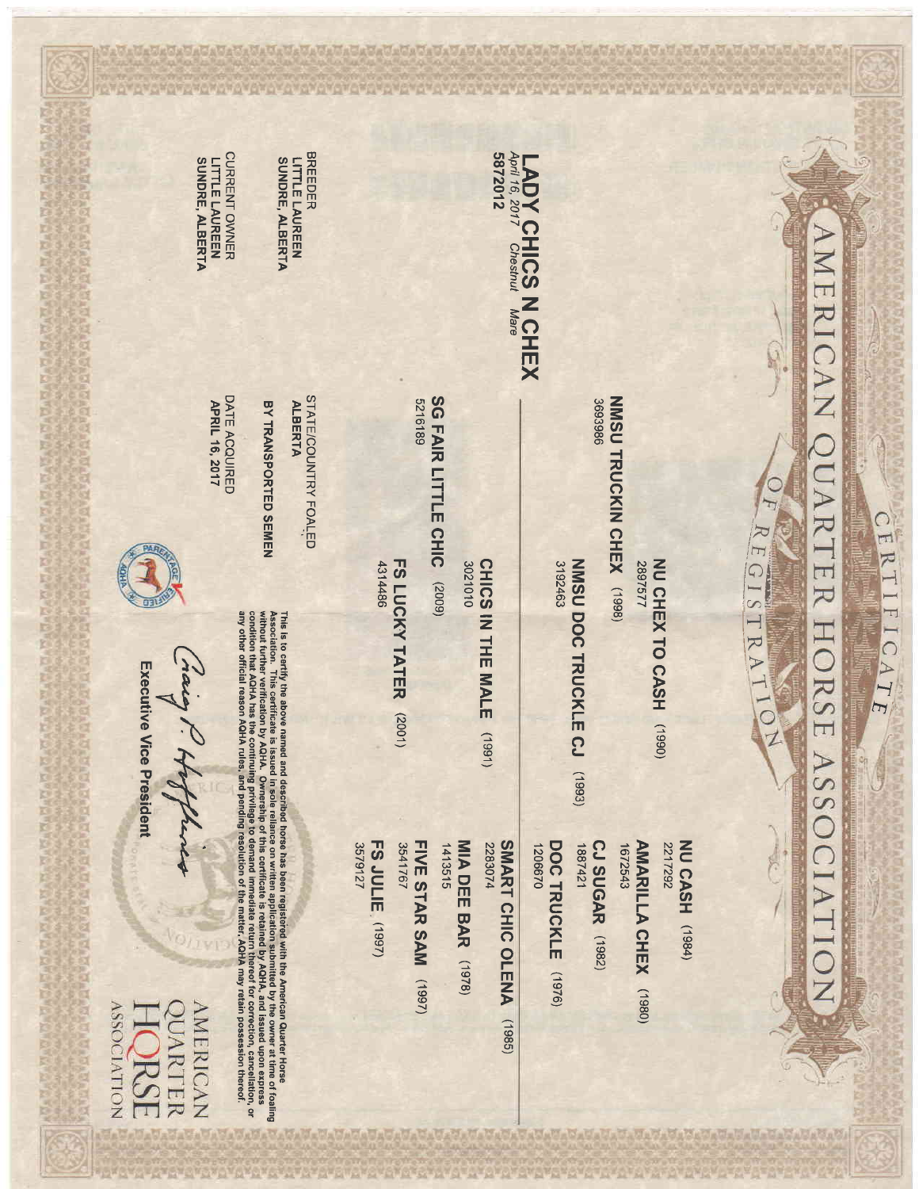# AMERICAN QUARTER HORSE ASSOCIATION

## CERTIFICATE OF REGISTRATION

**LADY CHICS N CHEX**
*April 16, 2017 Chestnut Mare*
**5872012**

**Pedigree**

- **Sire: NMSU TRUCKIN CHEX** (1998) 3693986
  - **NU CHEX TO CASH** (1990) 2897577
    - **NU CASH** (1984) 2217292
    - **AMARILLA CHEX** (1980) 1672543
  - **NMSU DOC TRUCKLE CJ** (1993) 3192463
    - **CJ SUGAR** (1982) 1887421
    - **DOC TRUCKLE** (1976) 1206670
- **Dam: SG FAIR LITTLE CHIC** (2009) 5216189
  - **CHICS IN THE MALE** (1991) 3021010
    - **SMART CHIC OLENA** (1985) 2283074
    - **MIA DEE BAR** (1978) 1413515
  - **FS LUCKY TATER** (2001) 4314486
    - **FIVE STAR SAM** (1997) 3541767
    - **FS JULIE** (1997) 3579127

BREEDER
**LITTLE LAUREEN**
**SUNDRE, ALBERTA**

STATE/COUNTRY FOALED
**ALBERTA**

**BY TRANSPORTED SEMEN**

CURRENT OWNER
**LITTLE LAUREEN**
**SUNDRE, ALBERTA**

DATE ACQUIRED
**APRIL 16, 2017**

AQHA PARENTAGE VERIFIED

This is to certify the above named and described horse has been registered with the American Quarter Horse Association. This certificate is issued in sole reliance on written application submitted by the owner at time of foaling without further verification by AQHA. Ownership of this certificate is retained by AQHA, and issued upon express condition that AQHA has the continuing privilege to demand immediate return thereof for correction, cancellation, or any other official reason AQHA rules, and pending resolution of the matter, AQHA may retain possession thereof.

Craig P. Huffhines
**Executive Vice President**

AMERICAN QUARTER HORSE ASSOCIATION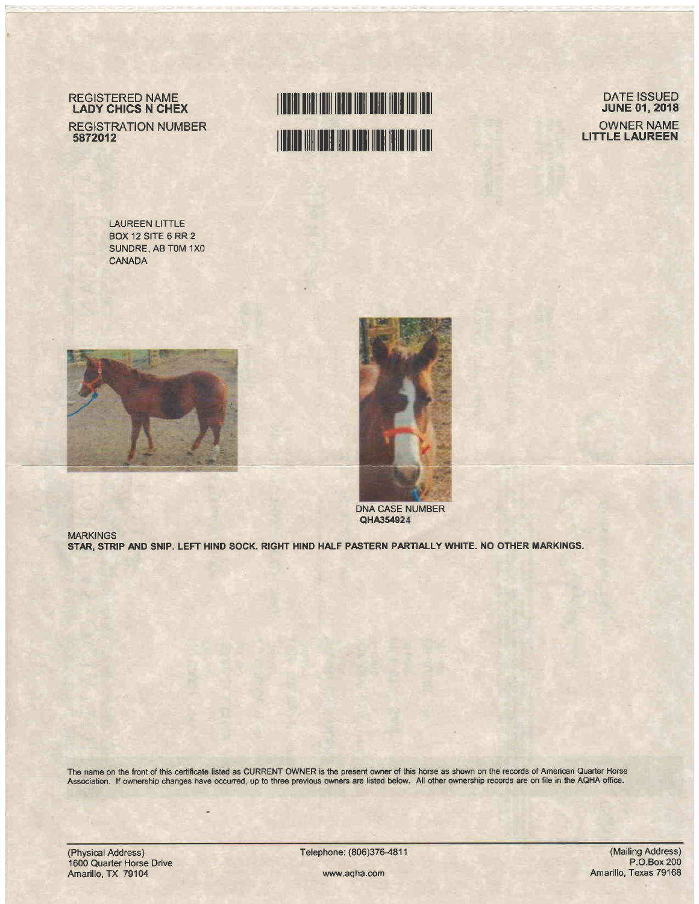REGISTERED NAME
**LADY CHICS N CHEX**

REGISTRATION NUMBER
**5872012**

DATE ISSUED
**JUNE 01, 2018**

OWNER NAME
**LITTLE LAUREEN**

LAUREEN LITTLE
BOX 12 SITE 6 RR 2
SUNDRE, AB T0M 1X0
CANADA

DNA CASE NUMBER
**QHA354924**

MARKINGS
**STAR, STRIP AND SNIP. LEFT HIND SOCK. RIGHT HIND HALF PASTERN PARTIALLY WHITE. NO OTHER MARKINGS.**

The name on the front of this certificate listed as CURRENT OWNER is the present owner of this horse as shown on the records of American Quarter Horse Association. If ownership changes have occurred, up to three previous owners are listed below. All other ownership records are on file in the AQHA office.

(Physical Address)
1600 Quarter Horse Drive
Amarillo, TX 79104

Telephone: (806)376-4811

www.aqha.com

(Mailing Address)
P.O.Box 200
Amarillo, Texas 79168